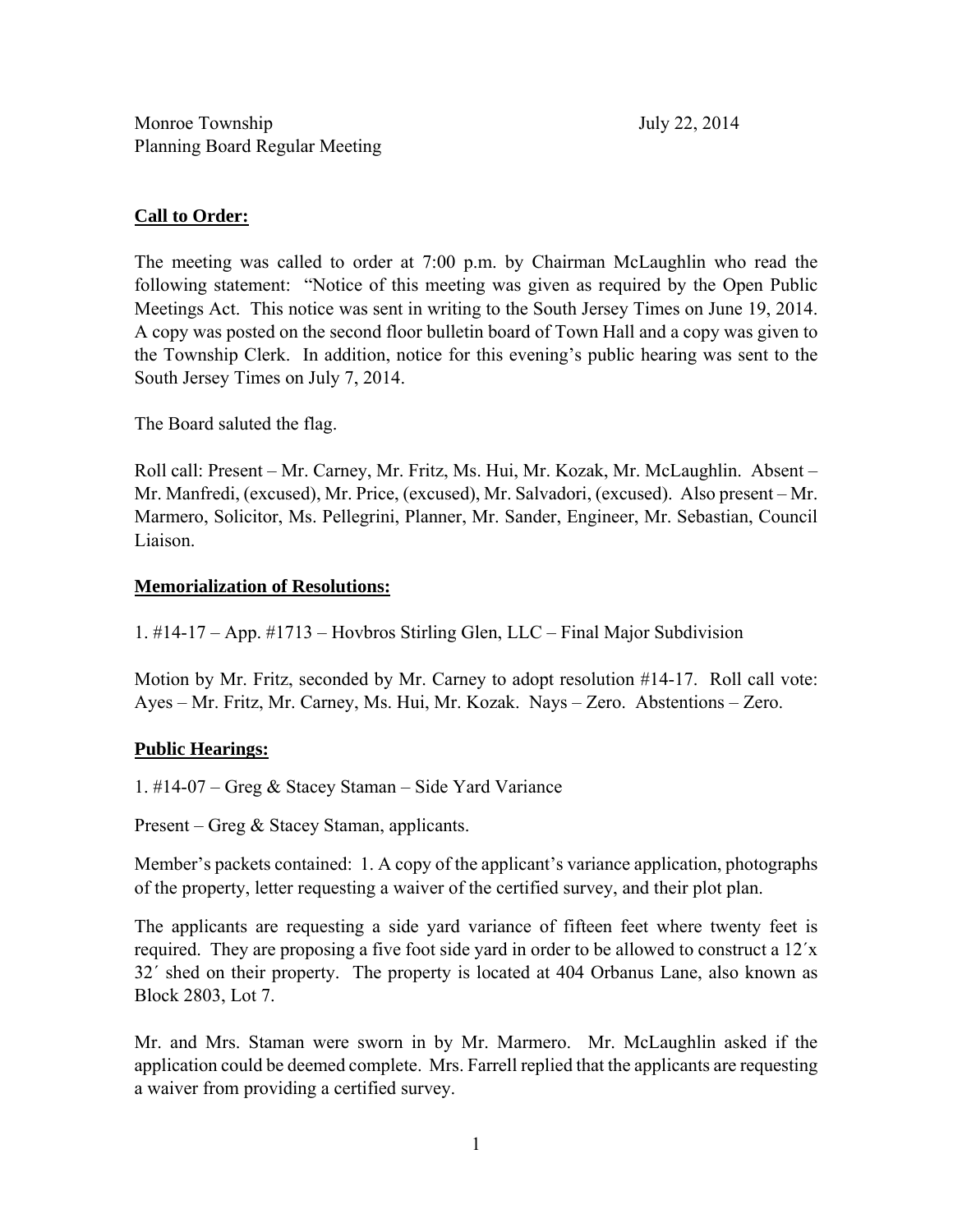Monroe Township                                                                                    July 22, 2014
Planning Board Regular Meeting

**Call to Order:**

The meeting was called to order at 7:00 p.m. by Chairman McLaughlin who read the following statement: "Notice of this meeting was given as required by the Open Public Meetings Act. This notice was sent in writing to the South Jersey Times on June 19, 2014. A copy was posted on the second floor bulletin board of Town Hall and a copy was given to the Township Clerk. In addition, notice for this evening's public hearing was sent to the South Jersey Times on July 7, 2014.

The Board saluted the flag.

Roll call: Present – Mr. Carney, Mr. Fritz, Ms. Hui, Mr. Kozak, Mr. McLaughlin. Absent – Mr. Manfredi, (excused), Mr. Price, (excused), Mr. Salvadori, (excused). Also present – Mr. Marmero, Solicitor, Ms. Pellegrini, Planner, Mr. Sander, Engineer, Mr. Sebastian, Council Liaison.

**Memorialization of Resolutions:**

1. #14-17 – App. #1713 – Hovbros Stirling Glen, LLC – Final Major Subdivision

Motion by Mr. Fritz, seconded by Mr. Carney to adopt resolution #14-17. Roll call vote: Ayes – Mr. Fritz, Mr. Carney, Ms. Hui, Mr. Kozak. Nays – Zero. Abstentions – Zero.

**Public Hearings:**

1. #14-07 – Greg & Stacey Staman – Side Yard Variance

Present – Greg & Stacey Staman, applicants.

Member's packets contained: 1. A copy of the applicant's variance application, photographs of the property, letter requesting a waiver of the certified survey, and their plot plan.

The applicants are requesting a side yard variance of fifteen feet where twenty feet is required. They are proposing a five foot side yard in order to be allowed to construct a 12´x 32´ shed on their property. The property is located at 404 Orbanus Lane, also known as Block 2803, Lot 7.

Mr. and Mrs. Staman were sworn in by Mr. Marmero. Mr. McLaughlin asked if the application could be deemed complete. Mrs. Farrell replied that the applicants are requesting a waiver from providing a certified survey.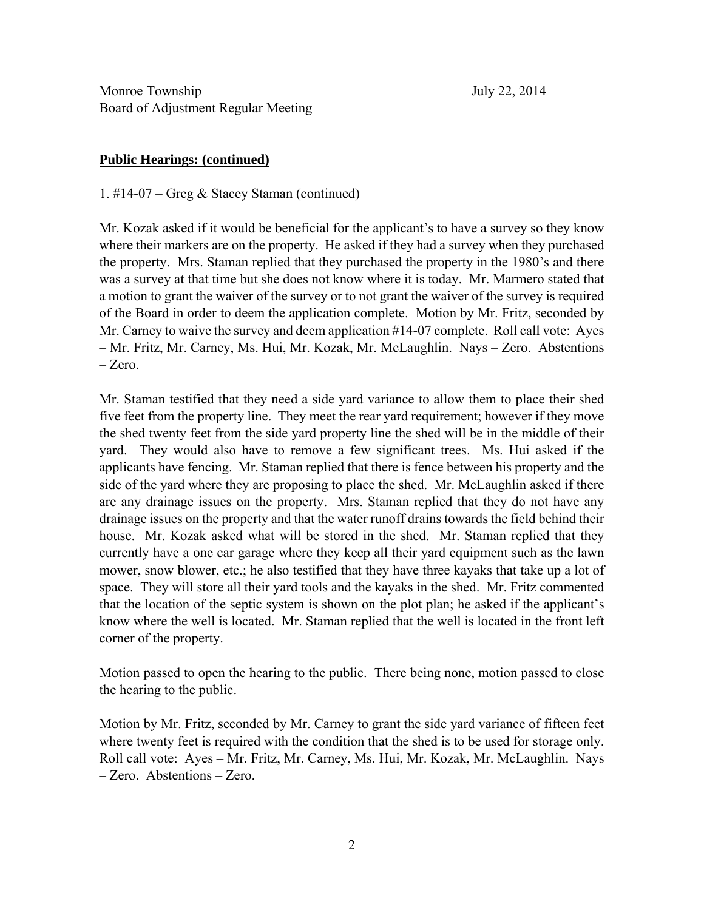Monroe Township
Board of Adjustment Regular Meeting

July 22, 2014

**Public Hearings: (continued)**

1. #14-07 – Greg & Stacey Staman (continued)

Mr. Kozak asked if it would be beneficial for the applicant's to have a survey so they know where their markers are on the property. He asked if they had a survey when they purchased the property. Mrs. Staman replied that they purchased the property in the 1980's and there was a survey at that time but she does not know where it is today. Mr. Marmero stated that a motion to grant the waiver of the survey or to not grant the waiver of the survey is required of the Board in order to deem the application complete. Motion by Mr. Fritz, seconded by Mr. Carney to waive the survey and deem application #14-07 complete. Roll call vote: Ayes – Mr. Fritz, Mr. Carney, Ms. Hui, Mr. Kozak, Mr. McLaughlin. Nays – Zero. Abstentions – Zero.

Mr. Staman testified that they need a side yard variance to allow them to place their shed five feet from the property line. They meet the rear yard requirement; however if they move the shed twenty feet from the side yard property line the shed will be in the middle of their yard. They would also have to remove a few significant trees. Ms. Hui asked if the applicants have fencing. Mr. Staman replied that there is fence between his property and the side of the yard where they are proposing to place the shed. Mr. McLaughlin asked if there are any drainage issues on the property. Mrs. Staman replied that they do not have any drainage issues on the property and that the water runoff drains towards the field behind their house. Mr. Kozak asked what will be stored in the shed. Mr. Staman replied that they currently have a one car garage where they keep all their yard equipment such as the lawn mower, snow blower, etc.; he also testified that they have three kayaks that take up a lot of space. They will store all their yard tools and the kayaks in the shed. Mr. Fritz commented that the location of the septic system is shown on the plot plan; he asked if the applicant's know where the well is located. Mr. Staman replied that the well is located in the front left corner of the property.

Motion passed to open the hearing to the public. There being none, motion passed to close the hearing to the public.

Motion by Mr. Fritz, seconded by Mr. Carney to grant the side yard variance of fifteen feet where twenty feet is required with the condition that the shed is to be used for storage only. Roll call vote: Ayes – Mr. Fritz, Mr. Carney, Ms. Hui, Mr. Kozak, Mr. McLaughlin. Nays – Zero. Abstentions – Zero.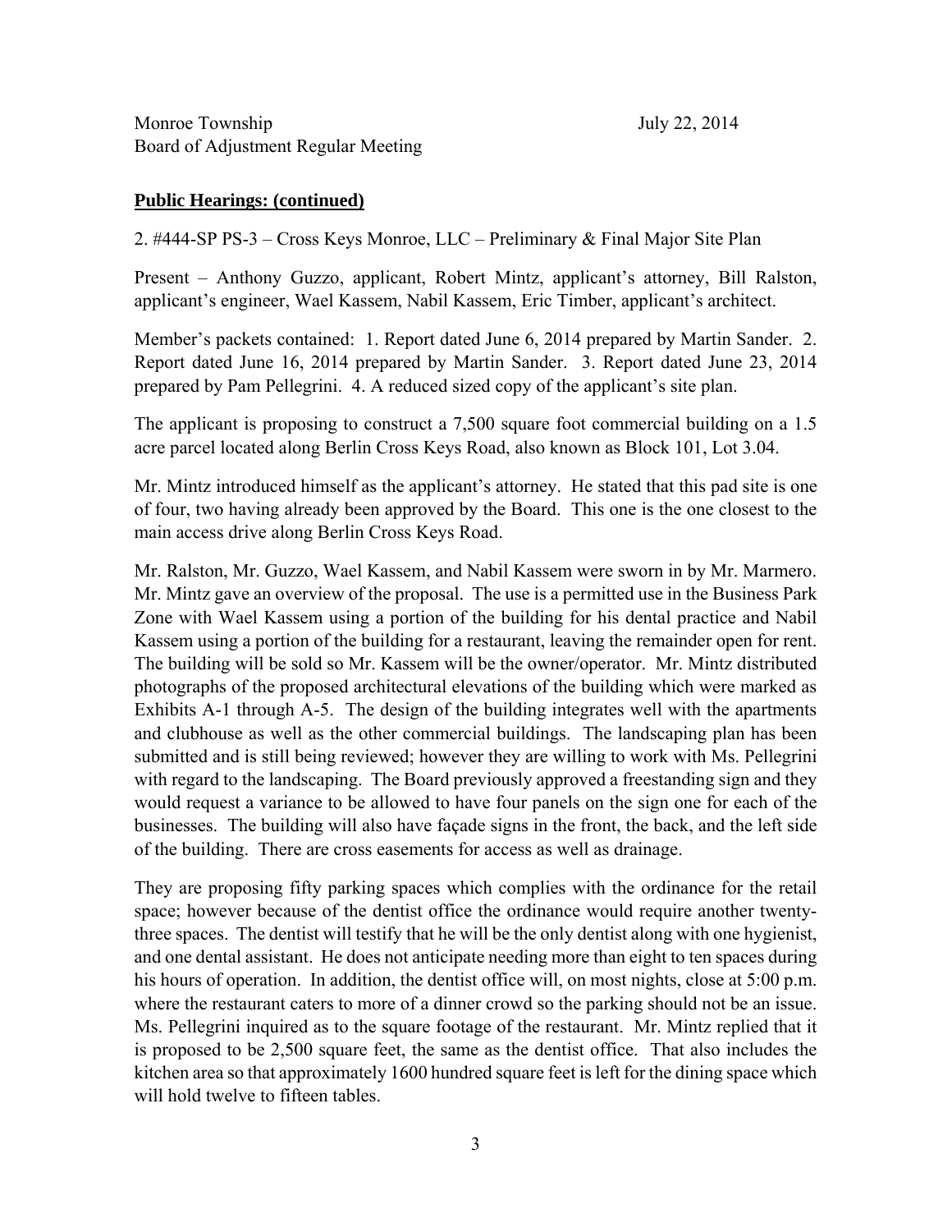Monroe Township July 22, 2014
Board of Adjustment Regular Meeting

**Public Hearings: (continued)**

2. #444-SP PS-3 – Cross Keys Monroe, LLC – Preliminary & Final Major Site Plan

Present – Anthony Guzzo, applicant, Robert Mintz, applicant's attorney, Bill Ralston, applicant's engineer, Wael Kassem, Nabil Kassem, Eric Timber, applicant's architect.

Member's packets contained: 1. Report dated June 6, 2014 prepared by Martin Sander. 2. Report dated June 16, 2014 prepared by Martin Sander. 3. Report dated June 23, 2014 prepared by Pam Pellegrini. 4. A reduced sized copy of the applicant's site plan.

The applicant is proposing to construct a 7,500 square foot commercial building on a 1.5 acre parcel located along Berlin Cross Keys Road, also known as Block 101, Lot 3.04.

Mr. Mintz introduced himself as the applicant's attorney. He stated that this pad site is one of four, two having already been approved by the Board. This one is the one closest to the main access drive along Berlin Cross Keys Road.

Mr. Ralston, Mr. Guzzo, Wael Kassem, and Nabil Kassem were sworn in by Mr. Marmero. Mr. Mintz gave an overview of the proposal. The use is a permitted use in the Business Park Zone with Wael Kassem using a portion of the building for his dental practice and Nabil Kassem using a portion of the building for a restaurant, leaving the remainder open for rent. The building will be sold so Mr. Kassem will be the owner/operator. Mr. Mintz distributed photographs of the proposed architectural elevations of the building which were marked as Exhibits A-1 through A-5. The design of the building integrates well with the apartments and clubhouse as well as the other commercial buildings. The landscaping plan has been submitted and is still being reviewed; however they are willing to work with Ms. Pellegrini with regard to the landscaping. The Board previously approved a freestanding sign and they would request a variance to be allowed to have four panels on the sign one for each of the businesses. The building will also have façade signs in the front, the back, and the left side of the building. There are cross easements for access as well as drainage.

They are proposing fifty parking spaces which complies with the ordinance for the retail space; however because of the dentist office the ordinance would require another twenty-three spaces. The dentist will testify that he will be the only dentist along with one hygienist, and one dental assistant. He does not anticipate needing more than eight to ten spaces during his hours of operation. In addition, the dentist office will, on most nights, close at 5:00 p.m. where the restaurant caters to more of a dinner crowd so the parking should not be an issue. Ms. Pellegrini inquired as to the square footage of the restaurant. Mr. Mintz replied that it is proposed to be 2,500 square feet, the same as the dentist office. That also includes the kitchen area so that approximately 1600 hundred square feet is left for the dining space which will hold twelve to fifteen tables.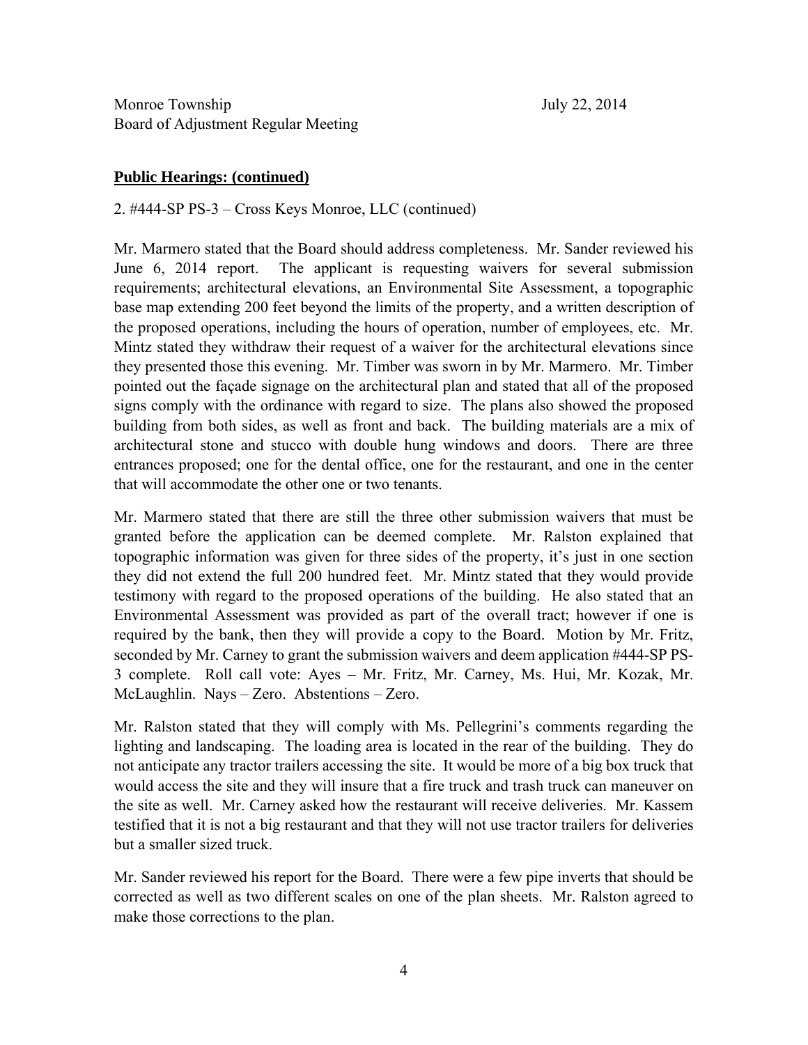Monroe Township July 22, 2014
Board of Adjustment Regular Meeting

**Public Hearings: (continued)**

2. #444-SP PS-3 – Cross Keys Monroe, LLC (continued)

Mr. Marmero stated that the Board should address completeness. Mr. Sander reviewed his June 6, 2014 report. The applicant is requesting waivers for several submission requirements; architectural elevations, an Environmental Site Assessment, a topographic base map extending 200 feet beyond the limits of the property, and a written description of the proposed operations, including the hours of operation, number of employees, etc. Mr. Mintz stated they withdraw their request of a waiver for the architectural elevations since they presented those this evening. Mr. Timber was sworn in by Mr. Marmero. Mr. Timber pointed out the façade signage on the architectural plan and stated that all of the proposed signs comply with the ordinance with regard to size. The plans also showed the proposed building from both sides, as well as front and back. The building materials are a mix of architectural stone and stucco with double hung windows and doors. There are three entrances proposed; one for the dental office, one for the restaurant, and one in the center that will accommodate the other one or two tenants.

Mr. Marmero stated that there are still the three other submission waivers that must be granted before the application can be deemed complete. Mr. Ralston explained that topographic information was given for three sides of the property, it's just in one section they did not extend the full 200 hundred feet. Mr. Mintz stated that they would provide testimony with regard to the proposed operations of the building. He also stated that an Environmental Assessment was provided as part of the overall tract; however if one is required by the bank, then they will provide a copy to the Board. Motion by Mr. Fritz, seconded by Mr. Carney to grant the submission waivers and deem application #444-SP PS-3 complete. Roll call vote: Ayes – Mr. Fritz, Mr. Carney, Ms. Hui, Mr. Kozak, Mr. McLaughlin. Nays – Zero. Abstentions – Zero.

Mr. Ralston stated that they will comply with Ms. Pellegrini's comments regarding the lighting and landscaping. The loading area is located in the rear of the building. They do not anticipate any tractor trailers accessing the site. It would be more of a big box truck that would access the site and they will insure that a fire truck and trash truck can maneuver on the site as well. Mr. Carney asked how the restaurant will receive deliveries. Mr. Kassem testified that it is not a big restaurant and that they will not use tractor trailers for deliveries but a smaller sized truck.

Mr. Sander reviewed his report for the Board. There were a few pipe inverts that should be corrected as well as two different scales on one of the plan sheets. Mr. Ralston agreed to make those corrections to the plan.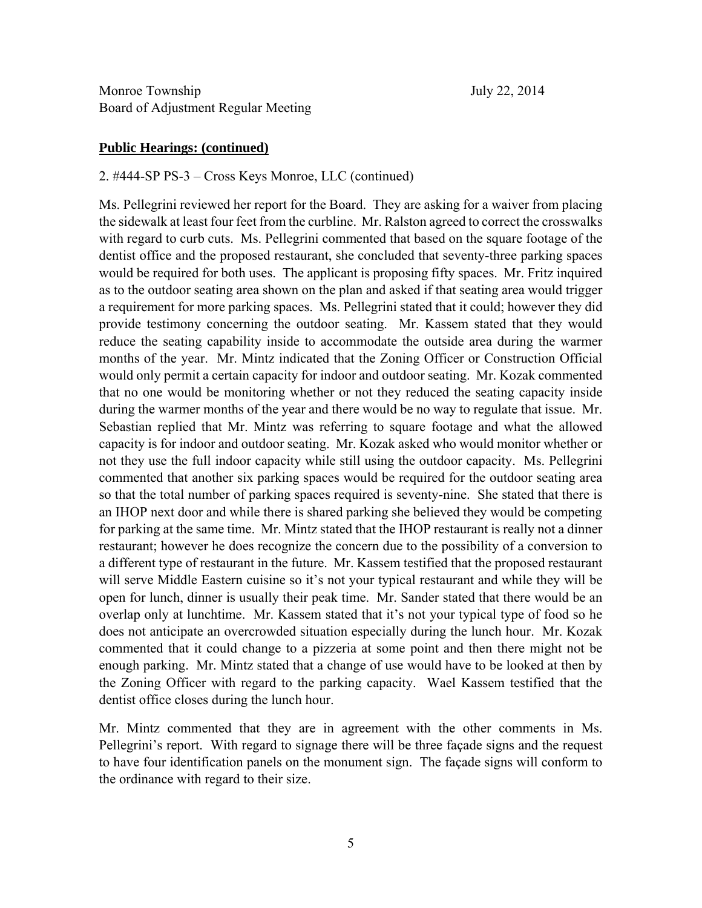**Public Hearings: (continued)**

2. #444-SP PS-3 – Cross Keys Monroe, LLC (continued)

Ms. Pellegrini reviewed her report for the Board. They are asking for a waiver from placing the sidewalk at least four feet from the curbline. Mr. Ralston agreed to correct the crosswalks with regard to curb cuts. Ms. Pellegrini commented that based on the square footage of the dentist office and the proposed restaurant, she concluded that seventy-three parking spaces would be required for both uses. The applicant is proposing fifty spaces. Mr. Fritz inquired as to the outdoor seating area shown on the plan and asked if that seating area would trigger a requirement for more parking spaces. Ms. Pellegrini stated that it could; however they did provide testimony concerning the outdoor seating. Mr. Kassem stated that they would reduce the seating capability inside to accommodate the outside area during the warmer months of the year. Mr. Mintz indicated that the Zoning Officer or Construction Official would only permit a certain capacity for indoor and outdoor seating. Mr. Kozak commented that no one would be monitoring whether or not they reduced the seating capacity inside during the warmer months of the year and there would be no way to regulate that issue. Mr. Sebastian replied that Mr. Mintz was referring to square footage and what the allowed capacity is for indoor and outdoor seating. Mr. Kozak asked who would monitor whether or not they use the full indoor capacity while still using the outdoor capacity. Ms. Pellegrini commented that another six parking spaces would be required for the outdoor seating area so that the total number of parking spaces required is seventy-nine. She stated that there is an IHOP next door and while there is shared parking she believed they would be competing for parking at the same time. Mr. Mintz stated that the IHOP restaurant is really not a dinner restaurant; however he does recognize the concern due to the possibility of a conversion to a different type of restaurant in the future. Mr. Kassem testified that the proposed restaurant will serve Middle Eastern cuisine so it's not your typical restaurant and while they will be open for lunch, dinner is usually their peak time. Mr. Sander stated that there would be an overlap only at lunchtime. Mr. Kassem stated that it's not your typical type of food so he does not anticipate an overcrowded situation especially during the lunch hour. Mr. Kozak commented that it could change to a pizzeria at some point and then there might not be enough parking. Mr. Mintz stated that a change of use would have to be looked at then by the Zoning Officer with regard to the parking capacity. Wael Kassem testified that the dentist office closes during the lunch hour.

Mr. Mintz commented that they are in agreement with the other comments in Ms. Pellegrini's report. With regard to signage there will be three façade signs and the request to have four identification panels on the monument sign. The façade signs will conform to the ordinance with regard to their size.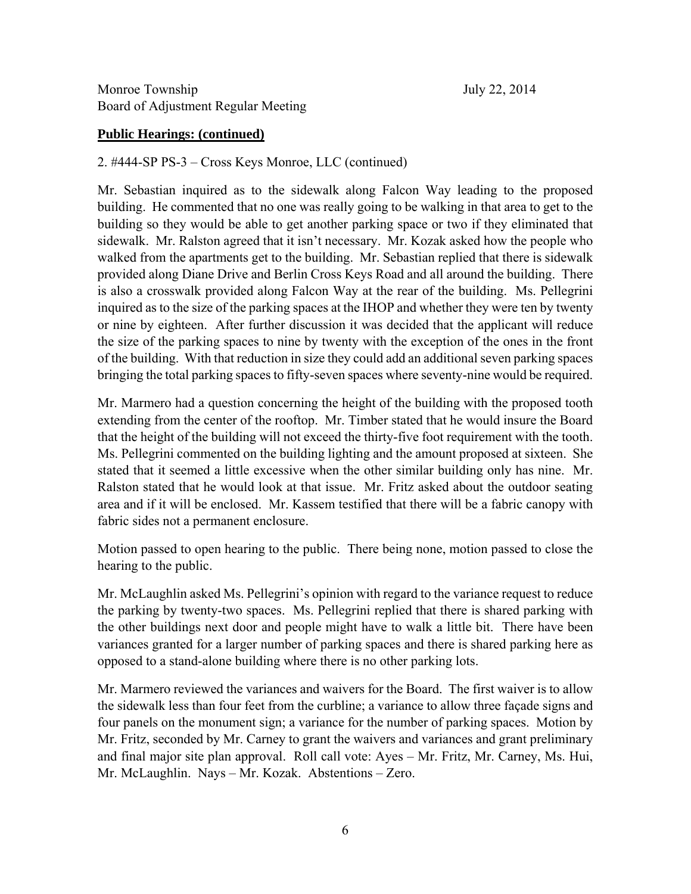**Public Hearings: (continued)**

2. #444-SP PS-3 – Cross Keys Monroe, LLC (continued)

Mr. Sebastian inquired as to the sidewalk along Falcon Way leading to the proposed building. He commented that no one was really going to be walking in that area to get to the building so they would be able to get another parking space or two if they eliminated that sidewalk. Mr. Ralston agreed that it isn't necessary. Mr. Kozak asked how the people who walked from the apartments get to the building. Mr. Sebastian replied that there is sidewalk provided along Diane Drive and Berlin Cross Keys Road and all around the building. There is also a crosswalk provided along Falcon Way at the rear of the building. Ms. Pellegrini inquired as to the size of the parking spaces at the IHOP and whether they were ten by twenty or nine by eighteen. After further discussion it was decided that the applicant will reduce the size of the parking spaces to nine by twenty with the exception of the ones in the front of the building. With that reduction in size they could add an additional seven parking spaces bringing the total parking spaces to fifty-seven spaces where seventy-nine would be required.

Mr. Marmero had a question concerning the height of the building with the proposed tooth extending from the center of the rooftop. Mr. Timber stated that he would insure the Board that the height of the building will not exceed the thirty-five foot requirement with the tooth. Ms. Pellegrini commented on the building lighting and the amount proposed at sixteen. She stated that it seemed a little excessive when the other similar building only has nine. Mr. Ralston stated that he would look at that issue. Mr. Fritz asked about the outdoor seating area and if it will be enclosed. Mr. Kassem testified that there will be a fabric canopy with fabric sides not a permanent enclosure.

Motion passed to open hearing to the public. There being none, motion passed to close the hearing to the public.

Mr. McLaughlin asked Ms. Pellegrini's opinion with regard to the variance request to reduce the parking by twenty-two spaces. Ms. Pellegrini replied that there is shared parking with the other buildings next door and people might have to walk a little bit. There have been variances granted for a larger number of parking spaces and there is shared parking here as opposed to a stand-alone building where there is no other parking lots.

Mr. Marmero reviewed the variances and waivers for the Board. The first waiver is to allow the sidewalk less than four feet from the curbline; a variance to allow three façade signs and four panels on the monument sign; a variance for the number of parking spaces. Motion by Mr. Fritz, seconded by Mr. Carney to grant the waivers and variances and grant preliminary and final major site plan approval. Roll call vote: Ayes – Mr. Fritz, Mr. Carney, Ms. Hui, Mr. McLaughlin. Nays – Mr. Kozak. Abstentions – Zero.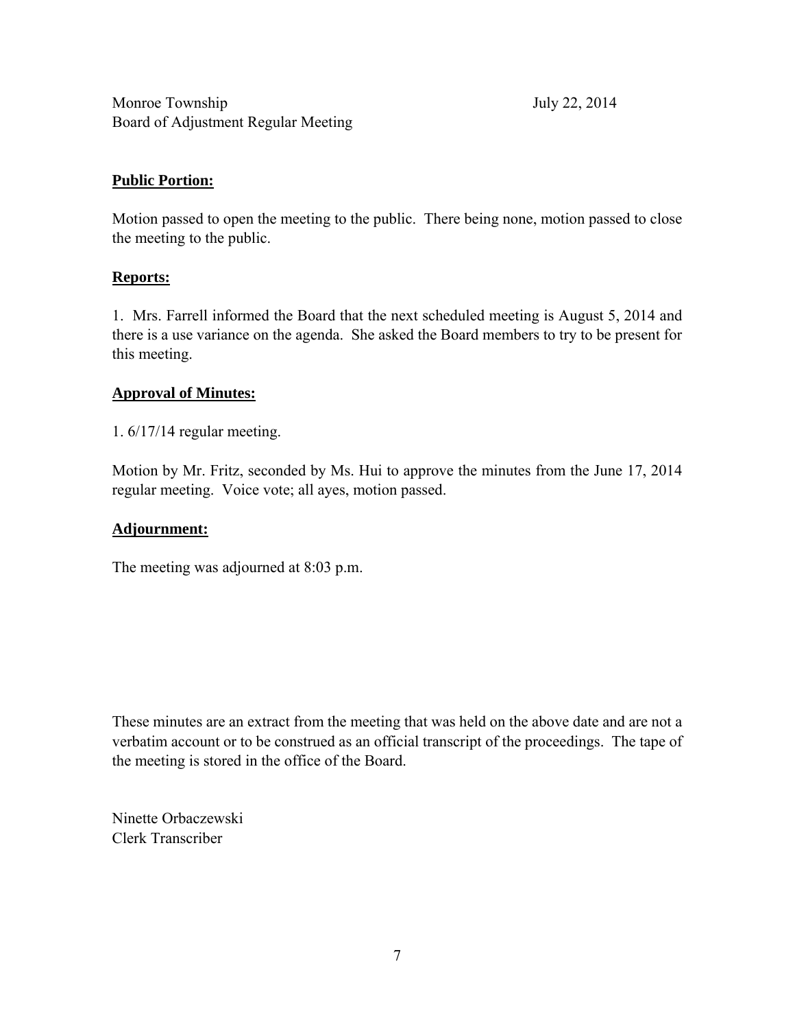Monroe Township July 22, 2014
Board of Adjustment Regular Meeting

**Public Portion:**

Motion passed to open the meeting to the public. There being none, motion passed to close the meeting to the public.

**Reports:**

1. Mrs. Farrell informed the Board that the next scheduled meeting is August 5, 2014 and there is a use variance on the agenda. She asked the Board members to try to be present for this meeting.

**Approval of Minutes:**

1. 6/17/14 regular meeting.

Motion by Mr. Fritz, seconded by Ms. Hui to approve the minutes from the June 17, 2014 regular meeting. Voice vote; all ayes, motion passed.

**Adjournment:**

The meeting was adjourned at 8:03 p.m.

These minutes are an extract from the meeting that was held on the above date and are not a verbatim account or to be construed as an official transcript of the proceedings. The tape of the meeting is stored in the office of the Board.

Ninette Orbaczewski
Clerk Transcriber